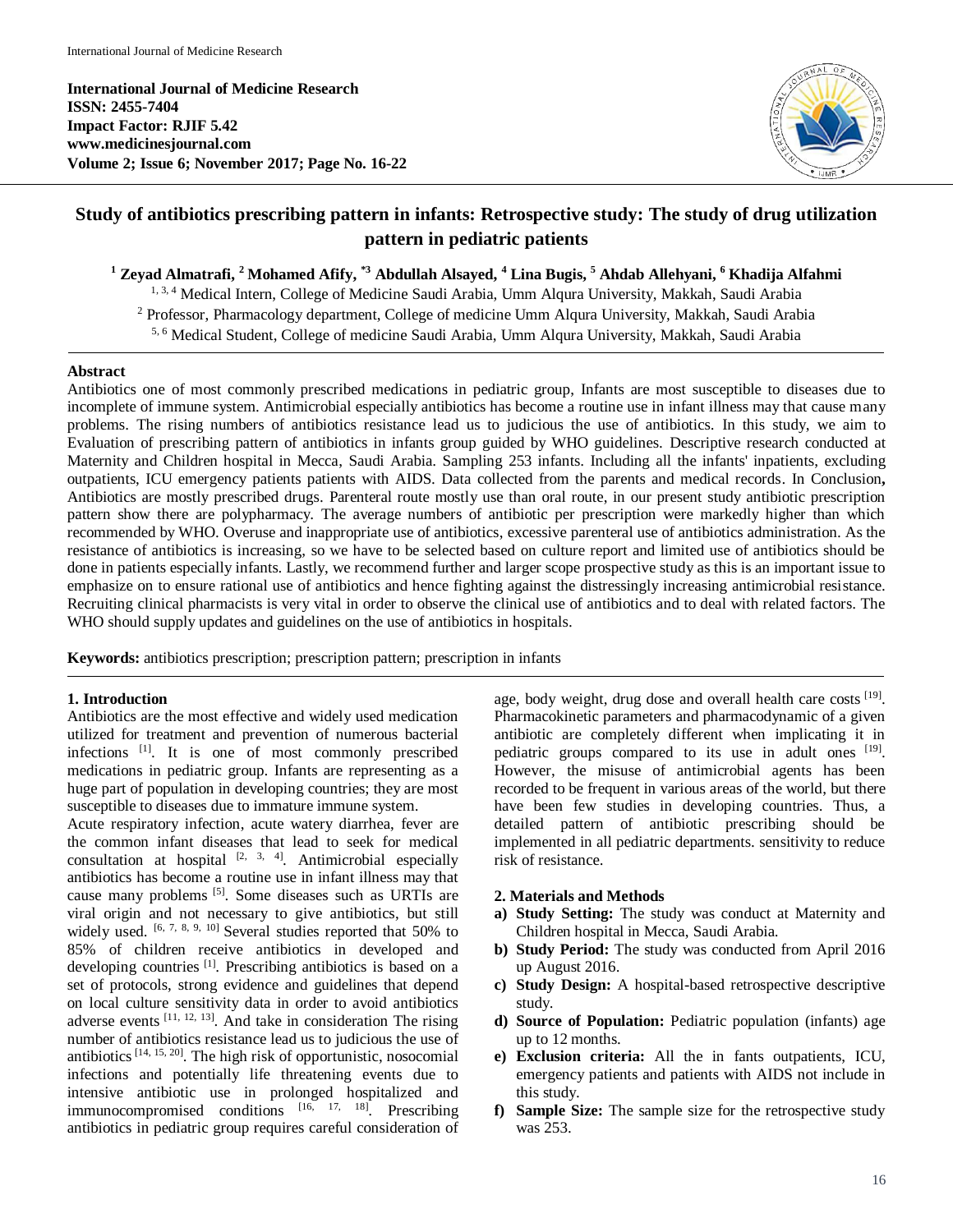International Journal of Medicine Research
ISSN: 2455-7404
Impact Factor: RJIF 5.42
www.medicinesjournal.com
Volume 2; Issue 6; November 2017; Page No. 16-22

# Study of antibiotics prescribing pattern in infants: Retrospective study: The study of drug utilization pattern in pediatric patients

**[1] Zeyad Almatrafi, [2] Mohamed Afify, *[3] Abdullah Alsayed, [4] Lina Bugis, [5] Ahdab Allehyani, [6] Khadija Alfahmi**

[1, 3, 4] Medical Intern, College of Medicine Saudi Arabia, Umm Alqura University, Makkah, Saudi Arabia
[2] Professor, Pharmacology department, College of medicine Umm Alqura University, Makkah, Saudi Arabia
[5, 6] Medical Student, College of medicine Saudi Arabia, Umm Alqura University, Makkah, Saudi Arabia

## Abstract

Antibiotics one of most commonly prescribed medications in pediatric group, Infants are most susceptible to diseases due to incomplete of immune system. Antimicrobial especially antibiotics has become a routine use in infant illness may that cause many problems. The rising numbers of antibiotics resistance lead us to judicious the use of antibiotics. In this study, we aim to Evaluation of prescribing pattern of antibiotics in infants group guided by WHO guidelines. Descriptive research conducted at Maternity and Children hospital in Mecca, Saudi Arabia. Sampling 253 infants. Including all the infants' inpatients, excluding outpatients, ICU emergency patients patients with AIDS. Data collected from the parents and medical records. In Conclusion**,** Antibiotics are mostly prescribed drugs. Parenteral route mostly use than oral route, in our present study antibiotic prescription pattern show there are polypharmacy. The average numbers of antibiotic per prescription were markedly higher than which recommended by WHO. Overuse and inappropriate use of antibiotics, excessive parenteral use of antibiotics administration. As the resistance of antibiotics is increasing, so we have to be selected based on culture report and limited use of antibiotics should be done in patients especially infants. Lastly, we recommend further and larger scope prospective study as this is an important issue to emphasize on to ensure rational use of antibiotics and hence fighting against the distressingly increasing antimicrobial resistance. Recruiting clinical pharmacists is very vital in order to observe the clinical use of antibiotics and to deal with related factors. The WHO should supply updates and guidelines on the use of antibiotics in hospitals.

**Keywords:** antibiotics prescription; prescription pattern; prescription in infants

## 1. Introduction

Antibiotics are the most effective and widely used medication utilized for treatment and prevention of numerous bacterial infections [1]. It is one of most commonly prescribed medications in pediatric group. Infants are representing as a huge part of population in developing countries; they are most susceptible to diseases due to immature immune system.

Acute respiratory infection, acute watery diarrhea, fever are the common infant diseases that lead to seek for medical consultation at hospital [2, 3, 4]. Antimicrobial especially antibiotics has become a routine use in infant illness may that cause many problems [5]. Some diseases such as URTIs are viral origin and not necessary to give antibiotics, but still widely used. [6, 7, 8, 9, 10] Several studies reported that 50% to 85% of children receive antibiotics in developed and developing countries [1]. Prescribing antibiotics is based on a set of protocols, strong evidence and guidelines that depend on local culture sensitivity data in order to avoid antibiotics adverse events [11, 12, 13]. And take in consideration The rising number of antibiotics resistance lead us to judicious the use of antibiotics [14, 15, 20]. The high risk of opportunistic, nosocomial infections and potentially life threatening events due to intensive antibiotic use in prolonged hospitalized and immunocompromised conditions [16, 17, 18]. Prescribing antibiotics in pediatric group requires careful consideration of age, body weight, drug dose and overall health care costs [19]. Pharmacokinetic parameters and pharmacodynamic of a given antibiotic are completely different when implicating it in pediatric groups compared to its use in adult ones [19]. However, the misuse of antimicrobial agents has been recorded to be frequent in various areas of the world, but there have been few studies in developing countries. Thus, a detailed pattern of antibiotic prescribing should be implemented in all pediatric departments. sensitivity to reduce risk of resistance.

## 2. Materials and Methods

a) **Study Setting:** The study was conduct at Maternity and Children hospital in Mecca, Saudi Arabia.
b) **Study Period:** The study was conducted from April 2016 up August 2016.
c) **Study Design:** A hospital-based retrospective descriptive study.
d) **Source of Population:** Pediatric population (infants) age up to 12 months.
e) **Exclusion criteria:** All the in fants outpatients, ICU, emergency patients and patients with AIDS not include in this study.
f) **Sample Size:** The sample size for the retrospective study was 253.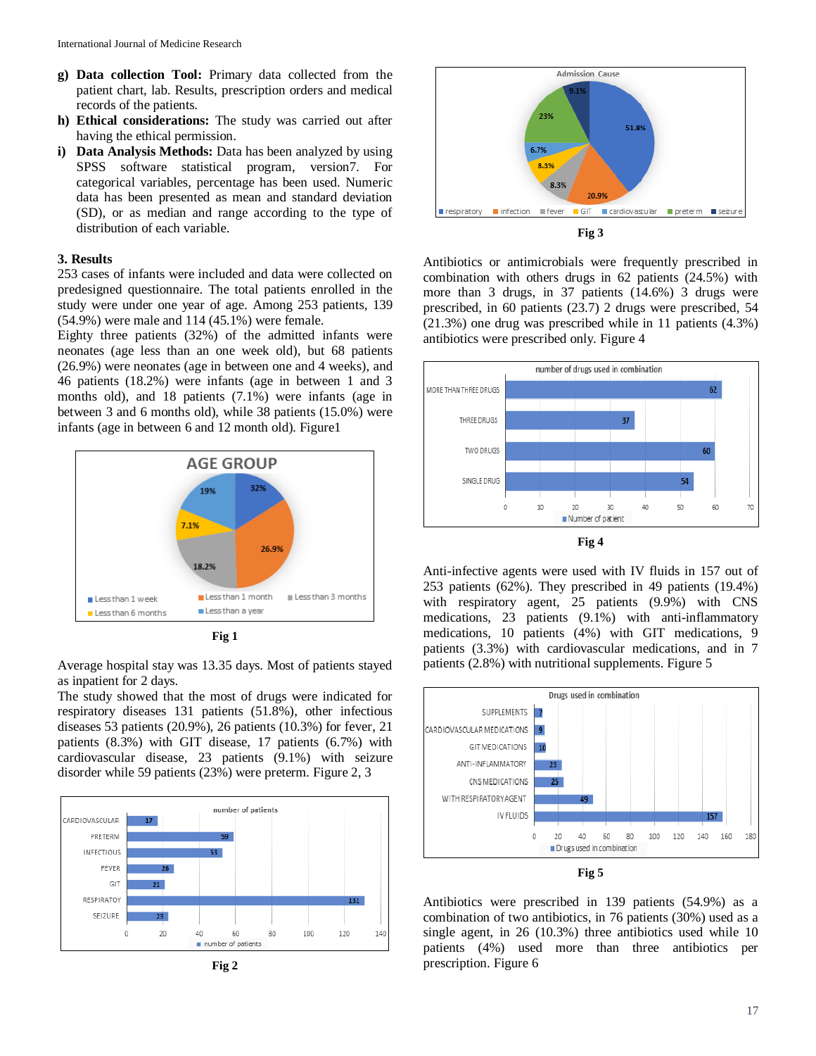g) **Data collection Tool:** Primary data collected from the patient chart, lab. Results, prescription orders and medical records of the patients.

h) **Ethical considerations:** The study was carried out after having the ethical permission.

i) **Data Analysis Methods:** Data has been analyzed by using SPSS software statistical program, version7. For categorical variables, percentage has been used. Numeric data has been presented as mean and standard deviation (SD), or as median and range according to the type of distribution of each variable.

## 3. Results

253 cases of infants were included and data were collected on predesigned questionnaire. The total patients enrolled in the study were under one year of age. Among 253 patients, 139 (54.9%) were male and 114 (45.1%) were female.

Eighty three patients (32%) of the admitted infants were neonates (age less then an one week old), but 68 patients (26.9%) were neonates (age in between one and 4 weeks), and 46 patients (18.2%) were infants (age in between 1 and 3 months old), and 18 patients (7.1%) were infants (age in between 3 and 6 months old), while 38 patients (15.0%) were infants (age in between 6 and 12 month old). Figure1

Fig 1

Average hospital stay was 13.35 days. Most of patients stayed as inpatient for 2 days.

The study showed that the most of drugs were indicated for respiratory diseases 131 patients (51.8%), other infectious diseases 53 patients (20.9%), 26 patients (10.3%) for fever, 21 patients (8.3%) with GIT disease, 17 patients (6.7%) with cardiovascular disease, 23 patients (9.1%) with seizure disorder while 59 patients (23%) were preterm. Figure 2, 3

Fig 2

Fig 3

Antibiotics or antimicrobials were frequently prescribed in combination with others drugs in 62 patients (24.5%) with more than 3 drugs, in 37 patients (14.6%) 3 drugs were prescribed, in 60 patients (23.7) 2 drugs were prescribed, 54 (21.3%) one drug was prescribed while in 11 patients (4.3%) antibiotics were prescribed only. Figure 4

Fig 4

Anti-infective agents were used with IV fluids in 157 out of 253 patients (62%). They prescribed in 49 patients (19.4%) with respiratory agent, 25 patients (9.9%) with CNS medications, 23 patients (9.1%) with anti-inflammatory medications, 10 patients (4%) with GIT medications, 9 patients (3.3%) with cardiovascular medications, and in 7 patients (2.8%) with nutritional supplements. Figure 5

Fig 5

Antibiotics were prescribed in 139 patients (54.9%) as a combination of two antibiotics, in 76 patients (30%) used as a single agent, in 26 (10.3%) three antibiotics used while 10 patients (4%) used more than three antibiotics per prescription. Figure 6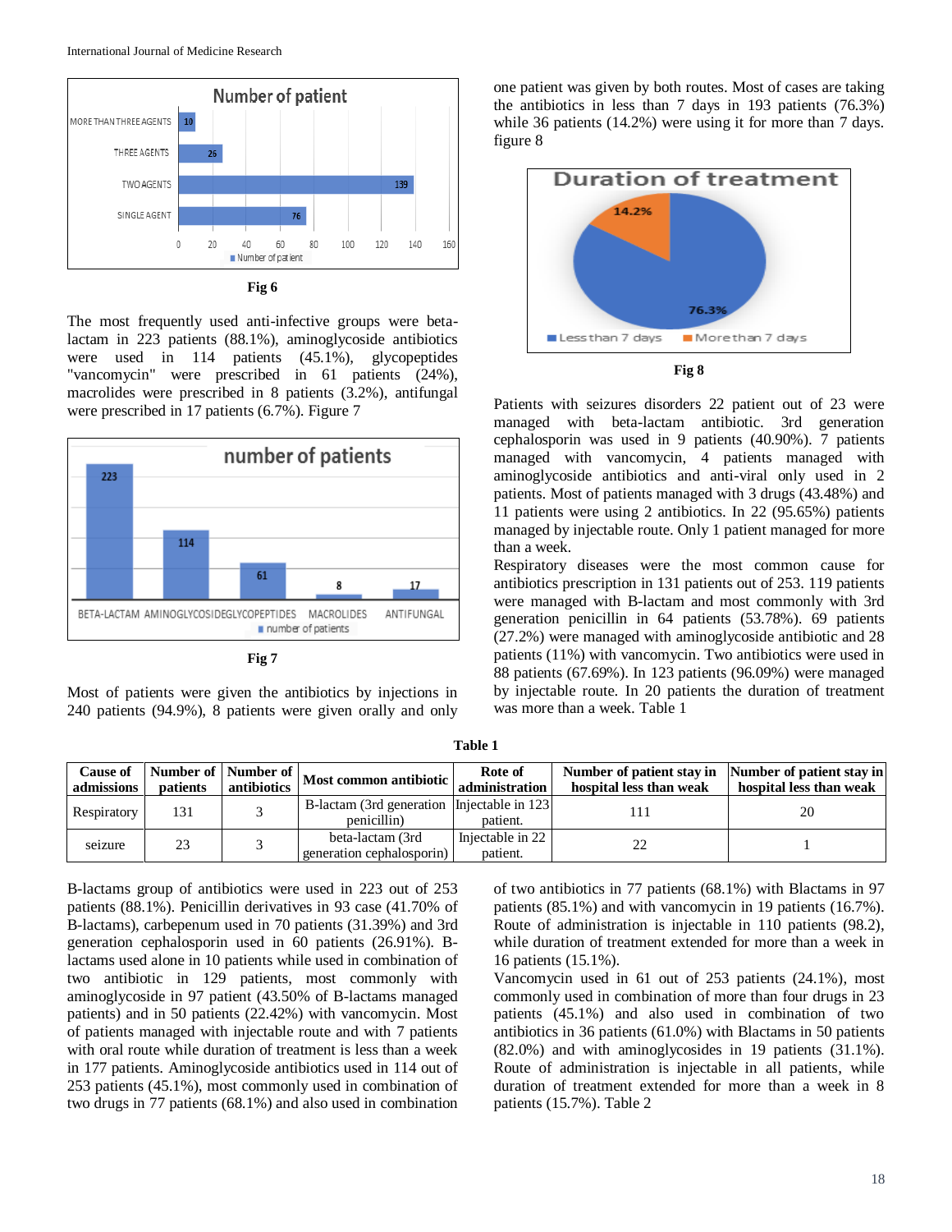Fig 6

The most frequently used anti-infective groups were beta-lactam in 223 patients (88.1%), aminoglycoside antibiotics were used in 114 patients (45.1%), glycopeptides "vancomycin" were prescribed in 61 patients (24%), macrolides were prescribed in 8 patients (3.2%), antifungal were prescribed in 17 patients (6.7%). Figure 7

Fig 7

Most of patients were given the antibiotics by injections in 240 patients (94.9%), 8 patients were given orally and only one patient was given by both routes. Most of cases are taking the antibiotics in less than 7 days in 193 patients (76.3%) while 36 patients (14.2%) were using it for more than 7 days. figure 8

Fig 8

Patients with seizures disorders 22 patient out of 23 were managed with beta-lactam antibiotic. 3rd generation cephalosporin was used in 9 patients (40.90%). 7 patients managed with vancomycin, 4 patients managed with aminoglycoside antibiotics and anti-viral only used in 2 patients. Most of patients managed with 3 drugs (43.48%) and 11 patients were using 2 antibiotics. In 22 (95.65%) patients managed by injectable route. Only 1 patient managed for more than a week.

Respiratory diseases were the most common cause for antibiotics prescription in 131 patients out of 253. 119 patients were managed with B-lactam and most commonly with 3rd generation penicillin in 64 patients (53.78%). 69 patients (27.2%) were managed with aminoglycoside antibiotic and 28 patients (11%) with vancomycin. Two antibiotics were used in 88 patients (67.69%). In 123 patients (96.09%) were managed by injectable route. In 20 patients the duration of treatment was more than a week. Table 1

**Table 1**

| Cause of admissions | Number of patients | Number of antibiotics | Most common antibiotic | Rote of administration | Number of patient stay in hospital less than weak | Number of patient stay in hospital less than weak |
|---|---|---|---|---|---|---|
| Respiratory | 131 | 3 | B-lactam (3rd generation penicillin) | Injectable in 123 patient. | 111 | 20 |
| seizure | 23 | 3 | beta-lactam (3rd generation cephalosporin) | Injectable in 22 patient. | 22 | 1 |

B-lactams group of antibiotics were used in 223 out of 253 patients (88.1%). Penicillin derivatives in 93 case (41.70% of B-lactams), carbepenum used in 70 patients (31.39%) and 3rd generation cephalosporin used in 60 patients (26.91%). B-lactams used alone in 10 patients while used in combination of two antibiotic in 129 patients, most commonly with aminoglycoside in 97 patient (43.50% of B-lactams managed patients) and in 50 patients (22.42%) with vancomycin. Most of patients managed with injectable route and with 7 patients with oral route while duration of treatment is less than a week in 177 patients. Aminoglycoside antibiotics used in 114 out of 253 patients (45.1%), most commonly used in combination of two drugs in 77 patients (68.1%) and also used in combination of two antibiotics in 77 patients (68.1%) with Blactams in 97 patients (85.1%) and with vancomycin in 19 patients (16.7%). Route of administration is injectable in 110 patients (98.2), while duration of treatment extended for more than a week in 16 patients (15.1%).

Vancomycin used in 61 out of 253 patients (24.1%), most commonly used in combination of more than four drugs in 23 patients (45.1%) and also used in combination of two antibiotics in 36 patients (61.0%) with Blactams in 50 patients (82.0%) and with aminoglycosides in 19 patients (31.1%). Route of administration is injectable in all patients, while duration of treatment extended for more than a week in 8 patients (15.7%). Table 2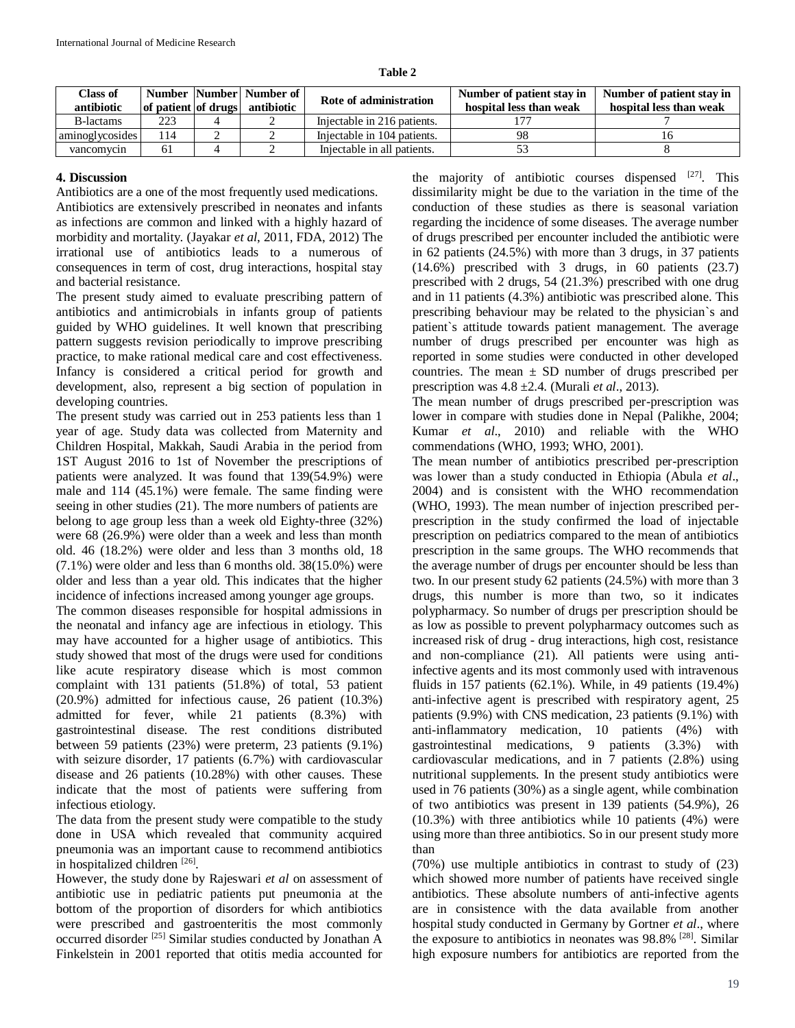**Table 2**

| Class of antibiotic | Number of patient | Number of drugs | Number of antibiotic | Rote of administration | Number of patient stay in hospital less than weak | Number of patient stay in hospital less than weak |
|---|---|---|---|---|---|---|
| B-lactams | 223 | 4 | 2 | Injectable in 216 patients. | 177 | 7 |
| aminoglycosides | 114 | 2 | 2 | Injectable in 104 patients. | 98 | 16 |
| vancomycin | 61 | 4 | 2 | Injectable in all patients. | 53 | 8 |

## 4. Discussion

Antibiotics are a one of the most frequently used medications. Antibiotics are extensively prescribed in neonates and infants as infections are common and linked with a highly hazard of morbidity and mortality. (Jayakar *et al*, 2011, FDA, 2012) The irrational use of antibiotics leads to a numerous of consequences in term of cost, drug interactions, hospital stay and bacterial resistance.

The present study aimed to evaluate prescribing pattern of antibiotics and antimicrobials in infants group of patients guided by WHO guidelines. It well known that prescribing pattern suggests revision periodically to improve prescribing practice, to make rational medical care and cost effectiveness. Infancy is considered a critical period for growth and development, also, represent a big section of population in developing countries.

The present study was carried out in 253 patients less than 1 year of age. Study data was collected from Maternity and Children Hospital, Makkah, Saudi Arabia in the period from 1ST August 2016 to 1st of November the prescriptions of patients were analyzed. It was found that 139(54.9%) were male and 114 (45.1%) were female. The same finding were seeing in other studies (21). The more numbers of patients are belong to age group less than a week old Eighty-three (32%) were 68 (26.9%) were older than a week and less than month old. 46 (18.2%) were older and less than 3 months old, 18 (7.1%) were older and less than 6 months old. 38(15.0%) were older and less than a year old. This indicates that the higher incidence of infections increased among younger age groups.

The common diseases responsible for hospital admissions in the neonatal and infancy age are infectious in etiology. This may have accounted for a higher usage of antibiotics. This study showed that most of the drugs were used for conditions like acute respiratory disease which is most common complaint with 131 patients (51.8%) of total, 53 patient (20.9%) admitted for infectious cause, 26 patient (10.3%) admitted for fever, while 21 patients (8.3%) with gastrointestinal disease. The rest conditions distributed between 59 patients (23%) were preterm, 23 patients (9.1%) with seizure disorder, 17 patients (6.7%) with cardiovascular disease and 26 patients (10.28%) with other causes. These indicate that the most of patients were suffering from infectious etiology.

The data from the present study were compatible to the study done in USA which revealed that community acquired pneumonia was an important cause to recommend antibiotics in hospitalized children [26].

However, the study done by Rajeswari *et al* on assessment of antibiotic use in pediatric patients put pneumonia at the bottom of the proportion of disorders for which antibiotics were prescribed and gastroenteritis the most commonly occurred disorder [25] Similar studies conducted by Jonathan A Finkelstein in 2001 reported that otitis media accounted for the majority of antibiotic courses dispensed [27]. This dissimilarity might be due to the variation in the time of the conduction of these studies as there is seasonal variation regarding the incidence of some diseases. The average number of drugs prescribed per encounter included the antibiotic were in 62 patients (24.5%) with more than 3 drugs, in 37 patients (14.6%) prescribed with 3 drugs, in 60 patients (23.7) prescribed with 2 drugs, 54 (21.3%) prescribed with one drug and in 11 patients (4.3%) antibiotic was prescribed alone. This prescribing behaviour may be related to the physician`s and patient`s attitude towards patient management. The average number of drugs prescribed per encounter was high as reported in some studies were conducted in other developed countries. The mean ± SD number of drugs prescribed per prescription was 4.8 ±2.4. (Murali *et al*., 2013).

The mean number of drugs prescribed per-prescription was lower in compare with studies done in Nepal (Palikhe, 2004; Kumar *et al*., 2010) and reliable with the WHO commendations (WHO, 1993; WHO, 2001).

The mean number of antibiotics prescribed per-prescription was lower than a study conducted in Ethiopia (Abula *et al*., 2004) and is consistent with the WHO recommendation (WHO, 1993). The mean number of injection prescribed per-prescription in the study confirmed the load of injectable prescription on pediatrics compared to the mean of antibiotics prescription in the same groups. The WHO recommends that the average number of drugs per encounter should be less than two. In our present study 62 patients (24.5%) with more than 3 drugs, this number is more than two, so it indicates polypharmacy. So number of drugs per prescription should be as low as possible to prevent polypharmacy outcomes such as increased risk of drug - drug interactions, high cost, resistance and non-compliance (21). All patients were using anti-infective agents and its most commonly used with intravenous fluids in 157 patients (62.1%). While, in 49 patients (19.4%) anti-infective agent is prescribed with respiratory agent, 25 patients (9.9%) with CNS medication, 23 patients (9.1%) with anti-inflammatory medication, 10 patients (4%) with gastrointestinal medications, 9 patients (3.3%) with cardiovascular medications, and in 7 patients (2.8%) using nutritional supplements. In the present study antibiotics were used in 76 patients (30%) as a single agent, while combination of two antibiotics was present in 139 patients (54.9%), 26 (10.3%) with three antibiotics while 10 patients (4%) were using more than three antibiotics. So in our present study more than (70%) use multiple antibiotics in contrast to study of (23) which showed more number of patients have received single antibiotics. These absolute numbers of anti-infective agents are in consistence with the data available from another hospital study conducted in Germany by Gortner *et al*., where the exposure to antibiotics in neonates was 98.8% [28]. Similar high exposure numbers for antibiotics are reported from the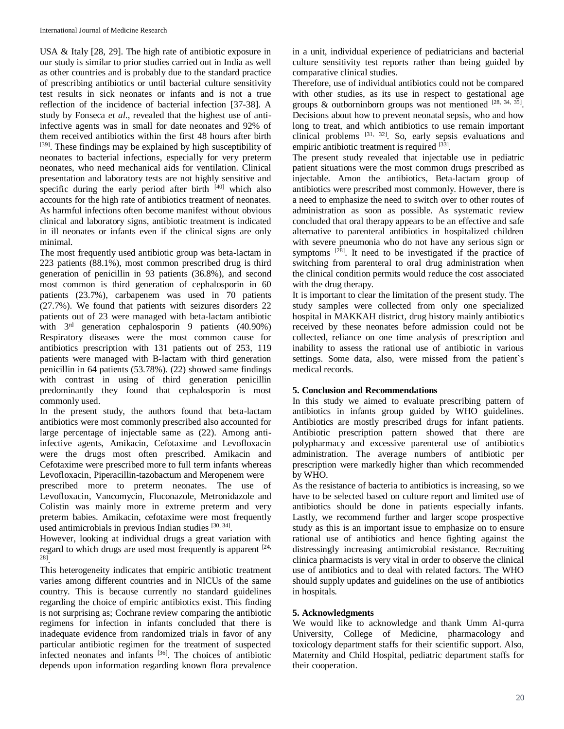USA & Italy [28, 29]. The high rate of antibiotic exposure in our study is similar to prior studies carried out in India as well as other countries and is probably due to the standard practice of prescribing antibiotics or until bacterial culture sensitivity test results in sick neonates or infants and is not a true reflection of the incidence of bacterial infection [37-38]. A study by Fonseca *et al*., revealed that the highest use of anti-infective agents was in small for date neonates and 92% of them received antibiotics within the first 48 hours after birth [39]. These findings may be explained by high susceptibility of neonates to bacterial infections, especially for very preterm neonates, who need mechanical aids for ventilation. Clinical presentation and laboratory tests are not highly sensitive and specific during the early period after birth [40] which also accounts for the high rate of antibiotics treatment of neonates. As harmful infections often become manifest without obvious clinical and laboratory signs, antibiotic treatment is indicated in ill neonates or infants even if the clinical signs are only minimal.

The most frequently used antibiotic group was beta-lactam in 223 patients (88.1%), most common prescribed drug is third generation of penicillin in 93 patients (36.8%), and second most common is third generation of cephalosporin in 60 patients (23.7%), carbapenem was used in 70 patients (27.7%). We found that patients with seizures disorders 22 patients out of 23 were managed with beta-lactam antibiotic with 3rd generation cephalosporin 9 patients (40.90%) Respiratory diseases were the most common cause for antibiotics prescription with 131 patients out of 253, 119 patients were managed with B-lactam with third generation penicillin in 64 patients (53.78%). (22) showed same findings with contrast in using of third generation penicillin predominantly they found that cephalosporin is most commonly used.

In the present study, the authors found that beta-lactam antibiotics were most commonly prescribed also accounted for large percentage of injectable same as (22). Among anti-infective agents, Amikacin, Cefotaxime and Levofloxacin were the drugs most often prescribed. Amikacin and Cefotaxime were prescribed more to full term infants whereas Levofloxacin, Piperacillin-tazobactum and Meropenem were prescribed more to preterm neonates. The use of Levofloxacin, Vancomycin, Fluconazole, Metronidazole and Colistin was mainly more in extreme preterm and very preterm babies. Amikacin, cefotaxime were most frequently used antimicrobials in previous Indian studies [30, 34].

However, looking at individual drugs a great variation with regard to which drugs are used most frequently is apparent [24, 28].

This heterogeneity indicates that empiric antibiotic treatment varies among different countries and in NICUs of the same country. This is because currently no standard guidelines regarding the choice of empiric antibiotics exist. This finding is not surprising as; Cochrane review comparing the antibiotic regimens for infection in infants concluded that there is inadequate evidence from randomized trials in favor of any particular antibiotic regimen for the treatment of suspected infected neonates and infants [36]. The choices of antibiotic depends upon information regarding known flora prevalence in a unit, individual experience of pediatricians and bacterial culture sensitivity test reports rather than being guided by comparative clinical studies.

Therefore, use of individual antibiotics could not be compared with other studies, as its use in respect to gestational age groups & outborninborn groups was not mentioned [28, 34, 35]. Decisions about how to prevent neonatal sepsis, who and how long to treat, and which antibiotics to use remain important clinical problems [31, 32]. So, early sepsis evaluations and empiric antibiotic treatment is required [33].

The present study revealed that injectable use in pediatric patient situations were the most common drugs prescribed as injectable. Amon the antibiotics, Beta-lactam group of antibiotics were prescribed most commonly. However, there is a need to emphasize the need to switch over to other routes of administration as soon as possible. As systematic review concluded that oral therapy appears to be an effective and safe alternative to parenteral antibiotics in hospitalized children with severe pneumonia who do not have any serious sign or symptoms [28]. It need to be investigated if the practice of switching from parenteral to oral drug administration when the clinical condition permits would reduce the cost associated with the drug therapy.

It is important to clear the limitation of the present study. The study samples were collected from only one specialized hospital in MAKKAH district, drug history mainly antibiotics received by these neonates before admission could not be collected, reliance on one time analysis of prescription and inability to assess the rational use of antibiotic in various settings. Some data, also, were missed from the patient`s medical records.

## 5. Conclusion and Recommendations

In this study we aimed to evaluate prescribing pattern of antibiotics in infants group guided by WHO guidelines. Antibiotics are mostly prescribed drugs for infant patients. Antibiotic prescription pattern showed that there are polypharmacy and excessive parenteral use of antibiotics administration. The average numbers of antibiotic per prescription were markedly higher than which recommended by WHO.

As the resistance of bacteria to antibiotics is increasing, so we have to be selected based on culture report and limited use of antibiotics should be done in patients especially infants. Lastly, we recommend further and larger scope prospective study as this is an important issue to emphasize on to ensure rational use of antibiotics and hence fighting against the distressingly increasing antimicrobial resistance. Recruiting clinica pharmacists is very vital in order to observe the clinical use of antibiotics and to deal with related factors. The WHO should supply updates and guidelines on the use of antibiotics in hospitals.

## 5. Acknowledgments

We would like to acknowledge and thank Umm Al-qurra University, College of Medicine, pharmacology and toxicology department staffs for their scientific support. Also, Maternity and Child Hospital, pediatric department staffs for their cooperation.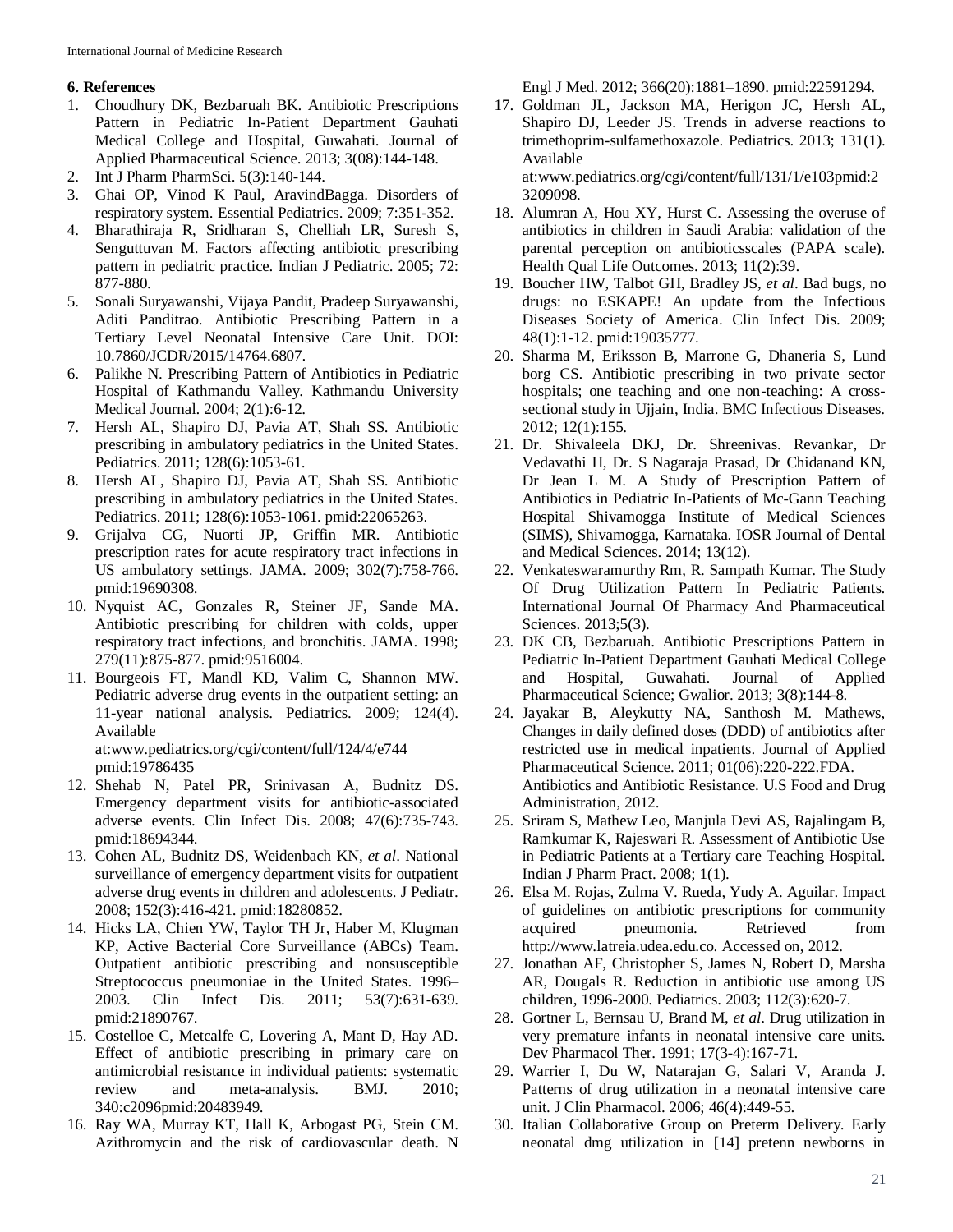### 6. References

1. Choudhury DK, Bezbaruah BK. Antibiotic Prescriptions Pattern in Pediatric In-Patient Department Gauhati Medical College and Hospital, Guwahati. Journal of Applied Pharmaceutical Science. 2013; 3(08):144-148.
2. Int J Pharm PharmSci. 5(3):140-144.
3. Ghai OP, Vinod K Paul, AravindBagga. Disorders of respiratory system. Essential Pediatrics. 2009; 7:351-352.
4. Bharathiraja R, Sridharan S, Chelliah LR, Suresh S, Senguttuvan M. Factors affecting antibiotic prescribing pattern in pediatric practice. Indian J Pediatric. 2005; 72: 877-880.
5. Sonali Suryawanshi, Vijaya Pandit, Pradeep Suryawanshi, Aditi Panditrao. Antibiotic Prescribing Pattern in a Tertiary Level Neonatal Intensive Care Unit. DOI: 10.7860/JCDR/2015/14764.6807.
6. Palikhe N. Prescribing Pattern of Antibiotics in Pediatric Hospital of Kathmandu Valley. Kathmandu University Medical Journal. 2004; 2(1):6-12.
7. Hersh AL, Shapiro DJ, Pavia AT, Shah SS. Antibiotic prescribing in ambulatory pediatrics in the United States. Pediatrics. 2011; 128(6):1053-61.
8. Hersh AL, Shapiro DJ, Pavia AT, Shah SS. Antibiotic prescribing in ambulatory pediatrics in the United States. Pediatrics. 2011; 128(6):1053-1061. pmid:22065263.
9. Grijalva CG, Nuorti JP, Griffin MR. Antibiotic prescription rates for acute respiratory tract infections in US ambulatory settings. JAMA. 2009; 302(7):758-766. pmid:19690308.
10. Nyquist AC, Gonzales R, Steiner JF, Sande MA. Antibiotic prescribing for children with colds, upper respiratory tract infections, and bronchitis. JAMA. 1998; 279(11):875-877. pmid:9516004.
11. Bourgeois FT, Mandl KD, Valim C, Shannon MW. Pediatric adverse drug events in the outpatient setting: an 11-year national analysis. Pediatrics. 2009; 124(4). Available at:www.pediatrics.org/cgi/content/full/124/4/e744 pmid:19786435
12. Shehab N, Patel PR, Srinivasan A, Budnitz DS. Emergency department visits for antibiotic-associated adverse events. Clin Infect Dis. 2008; 47(6):735-743. pmid:18694344.
13. Cohen AL, Budnitz DS, Weidenbach KN, *et al*. National surveillance of emergency department visits for outpatient adverse drug events in children and adolescents. J Pediatr. 2008; 152(3):416-421. pmid:18280852.
14. Hicks LA, Chien YW, Taylor TH Jr, Haber M, Klugman KP, Active Bacterial Core Surveillance (ABCs) Team. Outpatient antibiotic prescribing and nonsusceptible Streptococcus pneumoniae in the United States. 1996–2003. Clin Infect Dis. 2011; 53(7):631-639. pmid:21890767.
15. Costelloe C, Metcalfe C, Lovering A, Mant D, Hay AD. Effect of antibiotic prescribing in primary care on antimicrobial resistance in individual patients: systematic review and meta-analysis. BMJ. 2010; 340:c2096pmid:20483949.
16. Ray WA, Murray KT, Hall K, Arbogast PG, Stein CM. Azithromycin and the risk of cardiovascular death. N Engl J Med. 2012; 366(20):1881–1890. pmid:22591294.
17. Goldman JL, Jackson MA, Herigon JC, Hersh AL, Shapiro DJ, Leeder JS. Trends in adverse reactions to trimethoprim-sulfamethoxazole. Pediatrics. 2013; 131(1). Available at:www.pediatrics.org/cgi/content/full/131/1/e103pmid:23209098.
18. Alumran A, Hou XY, Hurst C. Assessing the overuse of antibiotics in children in Saudi Arabia: validation of the parental perception on antibioticsscales (PAPA scale). Health Qual Life Outcomes. 2013; 11(2):39.
19. Boucher HW, Talbot GH, Bradley JS, *et al*. Bad bugs, no drugs: no ESKAPE! An update from the Infectious Diseases Society of America. Clin Infect Dis. 2009; 48(1):1-12. pmid:19035777.
20. Sharma M, Eriksson B, Marrone G, Dhaneria S, Lund borg CS. Antibiotic prescribing in two private sector hospitals; one teaching and one non-teaching: A cross-sectional study in Ujjain, India. BMC Infectious Diseases. 2012; 12(1):155.
21. Dr. Shivaleela DKJ, Dr. Shreenivas. Revankar, Dr Vedavathi H, Dr. S Nagaraja Prasad, Dr Chidanand KN, Dr Jean L M. A Study of Prescription Pattern of Antibiotics in Pediatric In-Patients of Mc-Gann Teaching Hospital Shivamogga Institute of Medical Sciences (SIMS), Shivamogga, Karnataka. IOSR Journal of Dental and Medical Sciences. 2014; 13(12).
22. Venkateswaramurthy Rm, R. Sampath Kumar. The Study Of Drug Utilization Pattern In Pediatric Patients. International Journal Of Pharmacy And Pharmaceutical Sciences. 2013;5(3).
23. DK CB, Bezbaruah. Antibiotic Prescriptions Pattern in Pediatric In-Patient Department Gauhati Medical College and Hospital, Guwahati. Journal of Applied Pharmaceutical Science; Gwalior. 2013; 3(8):144-8.
24. Jayakar B, Aleykutty NA, Santhosh M. Mathews, Changes in daily defined doses (DDD) of antibiotics after restricted use in medical inpatients. Journal of Applied Pharmaceutical Science. 2011; 01(06):220-222.FDA. Antibiotics and Antibiotic Resistance. U.S Food and Drug Administration, 2012.
25. Sriram S, Mathew Leo, Manjula Devi AS, Rajalingam B, Ramkumar K, Rajeswari R. Assessment of Antibiotic Use in Pediatric Patients at a Tertiary care Teaching Hospital. Indian J Pharm Pract. 2008; 1(1).
26. Elsa M. Rojas, Zulma V. Rueda, Yudy A. Aguilar. Impact of guidelines on antibiotic prescriptions for community acquired pneumonia. Retrieved from http://www.latreia.udea.edu.co. Accessed on, 2012.
27. Jonathan AF, Christopher S, James N, Robert D, Marsha AR, Dougals R. Reduction in antibiotic use among US children, 1996-2000. Pediatrics. 2003; 112(3):620-7.
28. Gortner L, Bernsau U, Brand M, *et al*. Drug utilization in very premature infants in neonatal intensive care units. Dev Pharmacol Ther. 1991; 17(3-4):167-71.
29. Warrier I, Du W, Natarajan G, Salari V, Aranda J. Patterns of drug utilization in a neonatal intensive care unit. J Clin Pharmacol. 2006; 46(4):449-55.
30. Italian Collaborative Group on Preterm Delivery. Early neonatal dmg utilization in [14] pretenn newborns in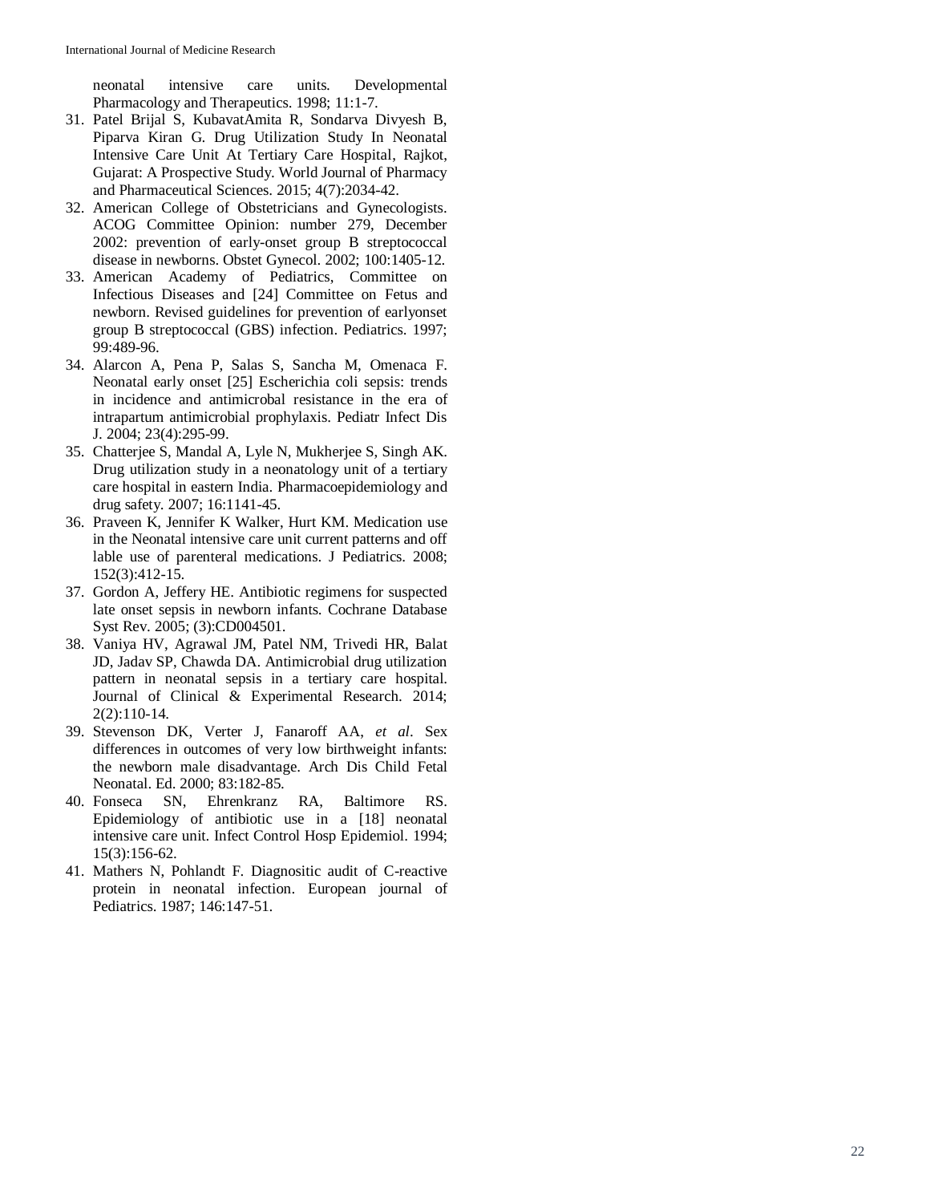neonatal intensive care units. Developmental Pharmacology and Therapeutics. 1998; 11:1-7.

31. Patel Brijal S, KubavatAmita R, Sondarva Divyesh B, Piparva Kiran G. Drug Utilization Study In Neonatal Intensive Care Unit At Tertiary Care Hospital, Rajkot, Gujarat: A Prospective Study. World Journal of Pharmacy and Pharmaceutical Sciences. 2015; 4(7):2034-42.
32. American College of Obstetricians and Gynecologists. ACOG Committee Opinion: number 279, December 2002: prevention of early-onset group B streptococcal disease in newborns. Obstet Gynecol. 2002; 100:1405-12.
33. American Academy of Pediatrics, Committee on Infectious Diseases and [24] Committee on Fetus and newborn. Revised guidelines for prevention of earlyonset group B streptococcal (GBS) infection. Pediatrics. 1997; 99:489-96.
34. Alarcon A, Pena P, Salas S, Sancha M, Omenaca F. Neonatal early onset [25] Escherichia coli sepsis: trends in incidence and antimicrobal resistance in the era of intrapartum antimicrobial prophylaxis. Pediatr Infect Dis J. 2004; 23(4):295-99.
35. Chatterjee S, Mandal A, Lyle N, Mukherjee S, Singh AK. Drug utilization study in a neonatology unit of a tertiary care hospital in eastern India. Pharmacoepidemiology and drug safety. 2007; 16:1141-45.
36. Praveen K, Jennifer K Walker, Hurt KM. Medication use in the Neonatal intensive care unit current patterns and off lable use of parenteral medications. J Pediatrics. 2008; 152(3):412-15.
37. Gordon A, Jeffery HE. Antibiotic regimens for suspected late onset sepsis in newborn infants. Cochrane Database Syst Rev. 2005; (3):CD004501.
38. Vaniya HV, Agrawal JM, Patel NM, Trivedi HR, Balat JD, Jadav SP, Chawda DA. Antimicrobial drug utilization pattern in neonatal sepsis in a tertiary care hospital. Journal of Clinical & Experimental Research. 2014; 2(2):110-14.
39. Stevenson DK, Verter J, Fanaroff AA, *et al*. Sex differences in outcomes of very low birthweight infants: the newborn male disadvantage. Arch Dis Child Fetal Neonatal. Ed. 2000; 83:182-85.
40. Fonseca SN, Ehrenkranz RA, Baltimore RS. Epidemiology of antibiotic use in a [18] neonatal intensive care unit. Infect Control Hosp Epidemiol. 1994; 15(3):156-62.
41. Mathers N, Pohlandt F. Diagnositic audit of C-reactive protein in neonatal infection. European journal of Pediatrics. 1987; 146:147-51.